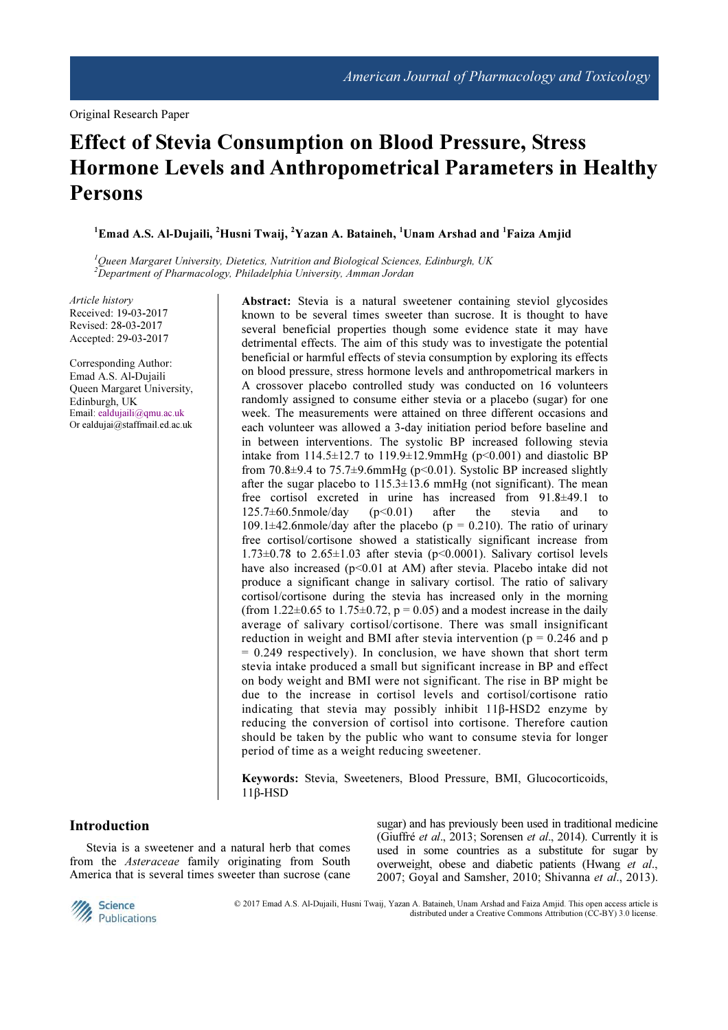Original Research Paper

# Effect of Stevia Consumption on Blood Pressure, Stress Hormone Levels and Anthropometrical Parameters in Healthy Persons

**[1]Emad A.S. Al-Dujaili, [2]Husni Twaij, [2]Yazan A. Bataineh, [1]Unam Arshad and [1]Faiza Amjid**

*[1]Queen Margaret University, Dietetics, Nutrition and Biological Sciences, Edinburgh, UK*
*[2]Department of Pharmacology, Philadelphia University, Amman Jordan*

*Article history*
Received: 19-03-2017
Revised: 28-03-2017
Accepted: 29-03-2017

Corresponding Author:
Emad A.S. Al-Dujaili
Queen Margaret University,
Edinburgh, UK
Email: ealdujaili@qmu.ac.uk
Or ealdujai@staffmail.ed.ac.uk

**Abstract:** Stevia is a natural sweetener containing steviol glycosides known to be several times sweeter than sucrose. It is thought to have several beneficial properties though some evidence state it may have detrimental effects. The aim of this study was to investigate the potential beneficial or harmful effects of stevia consumption by exploring its effects on blood pressure, stress hormone levels and anthropometrical markers in A crossover placebo controlled study was conducted on 16 volunteers randomly assigned to consume either stevia or a placebo (sugar) for one week. The measurements were attained on three different occasions and each volunteer was allowed a 3-day initiation period before baseline and in between interventions. The systolic BP increased following stevia intake from 114.5±12.7 to 119.9±12.9mmHg ($p<0.001$) and diastolic BP from 70.8±9.4 to 75.7±9.6mmHg ($p<0.01$). Systolic BP increased slightly after the sugar placebo to 115.3±13.6 mmHg (not significant). The mean free cortisol excreted in urine has increased from 91.8±49.1 to 125.7±60.5nmole/day ($p<0.01$) after the stevia and to 109.1±42.6nmole/day after the placebo ($p = 0.210$). The ratio of urinary free cortisol/cortisone showed a statistically significant increase from 1.73±0.78 to 2.65±1.03 after stevia ($p<0.0001$). Salivary cortisol levels have also increased ($p<0.01$ at AM) after stevia. Placebo intake did not produce a significant change in salivary cortisol. The ratio of salivary cortisol/cortisone during the stevia has increased only in the morning (from 1.22±0.65 to 1.75±0.72, $p = 0.05$) and a modest increase in the daily average of salivary cortisol/cortisone. There was small insignificant reduction in weight and BMI after stevia intervention ($p = 0.246$ and $p = 0.249$ respectively). In conclusion, we have shown that short term stevia intake produced a small but significant increase in BP and effect on body weight and BMI were not significant. The rise in BP might be due to the increase in cortisol levels and cortisol/cortisone ratio indicating that stevia may possibly inhibit 11β-HSD2 enzyme by reducing the conversion of cortisol into cortisone. Therefore caution should be taken by the public who want to consume stevia for longer period of time as a weight reducing sweetener.

**Keywords:** Stevia, Sweeteners, Blood Pressure, BMI, Glucocorticoids, 11β-HSD

## Introduction

Stevia is a sweetener and a natural herb that comes from the *Asteraceae* family originating from South America that is several times sweeter than sucrose (cane sugar) and has previously been used in traditional medicine (Giuffré *et al*., 2013; Sorensen *et al*., 2014). Currently it is used in some countries as a substitute for sugar by overweight, obese and diabetic patients (Hwang *et al*., 2007; Goyal and Samsher, 2010; Shivanna *et al*., 2013).

© 2017 Emad A.S. Al-Dujaili, Husni Twaij, Yazan A. Bataineh, Unam Arshad and Faiza Amjid. This open access article is distributed under a Creative Commons Attribution (CC-BY) 3.0 license.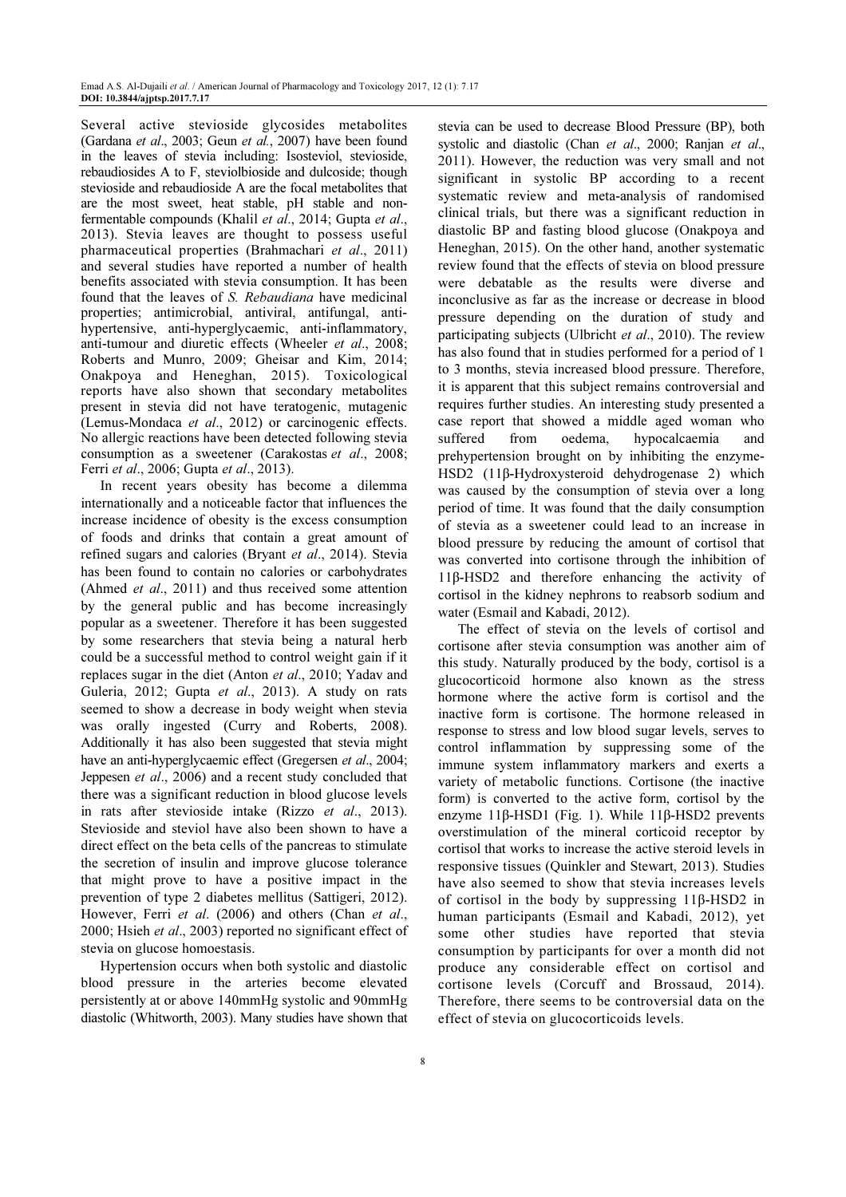Several active stevioside glycosides metabolites (Gardana *et al*., 2003; Geun *et al.*, 2007) have been found in the leaves of stevia including: Isosteviol, stevioside, rebaudiosides A to F, steviolbioside and dulcoside; though stevioside and rebaudioside A are the focal metabolites that are the most sweet, heat stable, pH stable and non-fermentable compounds (Khalil *et al*., 2014; Gupta *et al*., 2013). Stevia leaves are thought to possess useful pharmaceutical properties (Brahmachari *et al*., 2011) and several studies have reported a number of health benefits associated with stevia consumption. It has been found that the leaves of *S. Rebaudiana* have medicinal properties; antimicrobial, antiviral, antifungal, anti-hypertensive, anti-hyperglycaemic, anti-inflammatory, anti-tumour and diuretic effects (Wheeler *et al*., 2008; Roberts and Munro, 2009; Gheisar and Kim, 2014; Onakpoya and Heneghan, 2015). Toxicological reports have also shown that secondary metabolites present in stevia did not have teratogenic, mutagenic (Lemus-Mondaca *et al*., 2012) or carcinogenic effects. No allergic reactions have been detected following stevia consumption as a sweetener (Carakostas *et al*., 2008; Ferri *et al*., 2006; Gupta *et al*., 2013).

In recent years obesity has become a dilemma internationally and a noticeable factor that influences the increase incidence of obesity is the excess consumption of foods and drinks that contain a great amount of refined sugars and calories (Bryant *et al*., 2014). Stevia has been found to contain no calories or carbohydrates (Ahmed *et al*., 2011) and thus received some attention by the general public and has become increasingly popular as a sweetener. Therefore it has been suggested by some researchers that stevia being a natural herb could be a successful method to control weight gain if it replaces sugar in the diet (Anton *et al*., 2010; Yadav and Guleria, 2012; Gupta *et al*., 2013). A study on rats seemed to show a decrease in body weight when stevia was orally ingested (Curry and Roberts, 2008). Additionally it has also been suggested that stevia might have an anti-hyperglycaemic effect (Gregersen *et al*., 2004; Jeppesen *et al*., 2006) and a recent study concluded that there was a significant reduction in blood glucose levels in rats after stevioside intake (Rizzo *et al*., 2013). Stevioside and steviol have also been shown to have a direct effect on the beta cells of the pancreas to stimulate the secretion of insulin and improve glucose tolerance that might prove to have a positive impact in the prevention of type 2 diabetes mellitus (Sattigeri, 2012). However, Ferri *et al*. (2006) and others (Chan *et al*., 2000; Hsieh *et al*., 2003) reported no significant effect of stevia on glucose homoestasis.

Hypertension occurs when both systolic and diastolic blood pressure in the arteries become elevated persistently at or above 140mmHg systolic and 90mmHg diastolic (Whitworth, 2003). Many studies have shown that stevia can be used to decrease Blood Pressure (BP), both systolic and diastolic (Chan *et al*., 2000; Ranjan *et al*., 2011). However, the reduction was very small and not significant in systolic BP according to a recent systematic review and meta-analysis of randomised clinical trials, but there was a significant reduction in diastolic BP and fasting blood glucose (Onakpoya and Heneghan, 2015). On the other hand, another systematic review found that the effects of stevia on blood pressure were debatable as the results were diverse and inconclusive as far as the increase or decrease in blood pressure depending on the duration of study and participating subjects (Ulbricht *et al*., 2010). The review has also found that in studies performed for a period of 1 to 3 months, stevia increased blood pressure. Therefore, it is apparent that this subject remains controversial and requires further studies. An interesting study presented a case report that showed a middle aged woman who suffered from oedema, hypocalcaemia and prehypertension brought on by inhibiting the enzyme-HSD2 (11β-Hydroxysteroid dehydrogenase 2) which was caused by the consumption of stevia over a long period of time. It was found that the daily consumption of stevia as a sweetener could lead to an increase in blood pressure by reducing the amount of cortisol that was converted into cortisone through the inhibition of 11β-HSD2 and therefore enhancing the activity of cortisol in the kidney nephrons to reabsorb sodium and water (Esmail and Kabadi, 2012).

The effect of stevia on the levels of cortisol and cortisone after stevia consumption was another aim of this study. Naturally produced by the body, cortisol is a glucocorticoid hormone also known as the stress hormone where the active form is cortisol and the inactive form is cortisone. The hormone released in response to stress and low blood sugar levels, serves to control inflammation by suppressing some of the immune system inflammatory markers and exerts a variety of metabolic functions. Cortisone (the inactive form) is converted to the active form, cortisol by the enzyme 11β-HSD1 (Fig. 1). While 11β-HSD2 prevents overstimulation of the mineral corticoid receptor by cortisol that works to increase the active steroid levels in responsive tissues (Quinkler and Stewart, 2013). Studies have also seemed to show that stevia increases levels of cortisol in the body by suppressing 11β-HSD2 in human participants (Esmail and Kabadi, 2012), yet some other studies have reported that stevia consumption by participants for over a month did not produce any considerable effect on cortisol and cortisone levels (Corcuff and Brossaud, 2014). Therefore, there seems to be controversial data on the effect of stevia on glucocorticoids levels.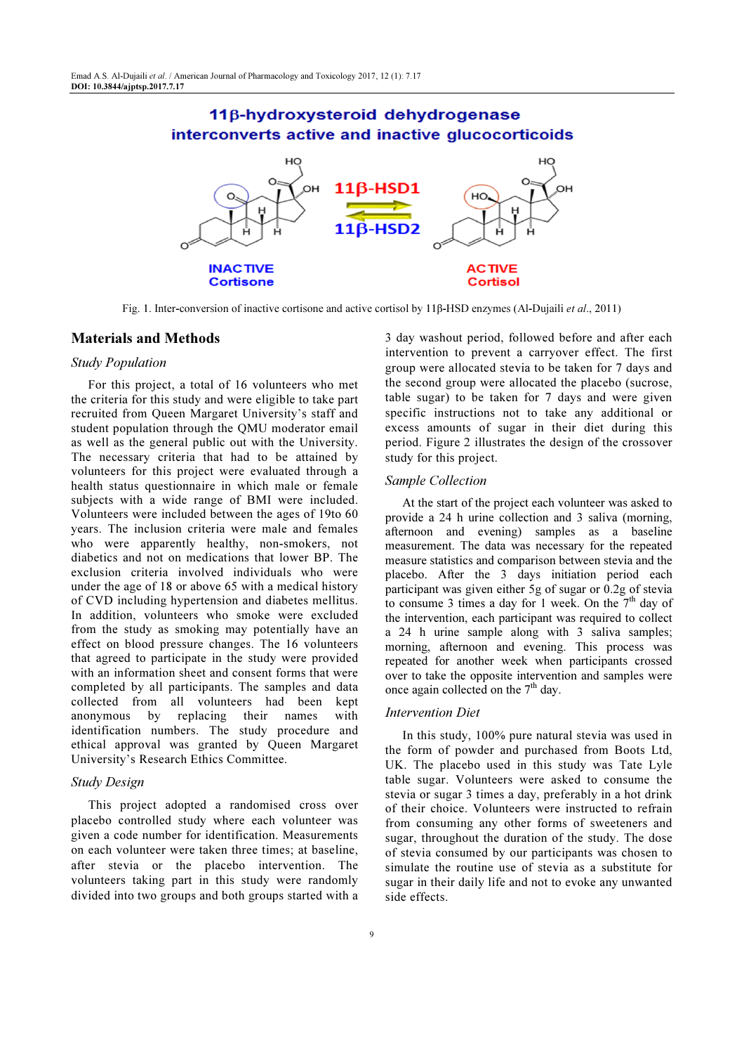Fig. 1. Inter-conversion of inactive cortisone and active cortisol by 11β-HSD enzymes (Al-Dujaili *et al*., 2011)

## Materials and Methods

### *Study Population*

For this project, a total of 16 volunteers who met the criteria for this study and were eligible to take part recruited from Queen Margaret University's staff and student population through the QMU moderator email as well as the general public out with the University. The necessary criteria that had to be attained by volunteers for this project were evaluated through a health status questionnaire in which male or female subjects with a wide range of BMI were included. Volunteers were included between the ages of 19to 60 years. The inclusion criteria were male and females who were apparently healthy, non-smokers, not diabetics and not on medications that lower BP. The exclusion criteria involved individuals who were under the age of 18 or above 65 with a medical history of CVD including hypertension and diabetes mellitus. In addition, volunteers who smoke were excluded from the study as smoking may potentially have an effect on blood pressure changes. The 16 volunteers that agreed to participate in the study were provided with an information sheet and consent forms that were completed by all participants. The samples and data collected from all volunteers had been kept anonymous by replacing their names with identification numbers. The study procedure and ethical approval was granted by Queen Margaret University's Research Ethics Committee.

### *Study Design*

This project adopted a randomised cross over placebo controlled study where each volunteer was given a code number for identification. Measurements on each volunteer were taken three times; at baseline, after stevia or the placebo intervention. The volunteers taking part in this study were randomly divided into two groups and both groups started with a 3 day washout period, followed before and after each intervention to prevent a carryover effect. The first group were allocated stevia to be taken for 7 days and the second group were allocated the placebo (sucrose, table sugar) to be taken for 7 days and were given specific instructions not to take any additional or excess amounts of sugar in their diet during this period. Figure 2 illustrates the design of the crossover study for this project.

### *Sample Collection*

At the start of the project each volunteer was asked to provide a 24 h urine collection and 3 saliva (morning, afternoon and evening) samples as a baseline measurement. The data was necessary for the repeated measure statistics and comparison between stevia and the placebo. After the 3 days initiation period each participant was given either 5g of sugar or 0.2g of stevia to consume 3 times a day for 1 week. On the 7th day of the intervention, each participant was required to collect a 24 h urine sample along with 3 saliva samples; morning, afternoon and evening. This process was repeated for another week when participants crossed over to take the opposite intervention and samples were once again collected on the 7th day.

### *Intervention Diet*

In this study, 100% pure natural stevia was used in the form of powder and purchased from Boots Ltd, UK. The placebo used in this study was Tate Lyle table sugar. Volunteers were asked to consume the stevia or sugar 3 times a day, preferably in a hot drink of their choice. Volunteers were instructed to refrain from consuming any other forms of sweeteners and sugar, throughout the duration of the study. The dose of stevia consumed by our participants was chosen to simulate the routine use of stevia as a substitute for sugar in their daily life and not to evoke any unwanted side effects.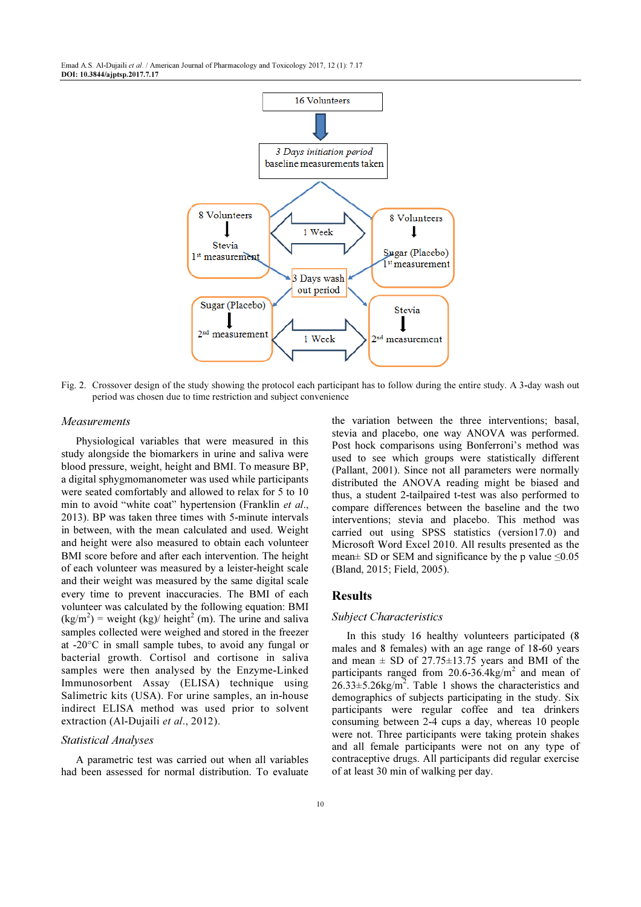16 Volunteers

3 Days initiation period
baseline measurements taken

8 Volunteers → Stevia 1st measurement

1 Week

8 Volunteers → Sugar (Placebo) 1st measurement

3 Days wash out period

Sugar (Placebo) → 2nd measurement

1 Week

Stevia → 2nd measurement

Fig. 2. Crossover design of the study showing the protocol each participant has to follow during the entire study. A 3-day wash out period was chosen due to time restriction and subject convenience

### *Measurements*

Physiological variables that were measured in this study alongside the biomarkers in urine and saliva were blood pressure, weight, height and BMI. To measure BP, a digital sphygmomanometer was used while participants were seated comfortably and allowed to relax for 5 to 10 min to avoid "white coat" hypertension (Franklin *et al*., 2013). BP was taken three times with 5-minute intervals in between, with the mean calculated and used. Weight and height were also measured to obtain each volunteer BMI score before and after each intervention. The height of each volunteer was measured by a leister-height scale and their weight was measured by the same digital scale every time to prevent inaccuracies. The BMI of each volunteer was calculated by the following equation: BMI ($kg/m^2$) = weight (kg)/ height$^2$ (m). The urine and saliva samples collected were weighed and stored in the freezer at -20°C in small sample tubes, to avoid any fungal or bacterial growth. Cortisol and cortisone in saliva samples were then analysed by the Enzyme-Linked Immunosorbent Assay (ELISA) technique using Salimetric kits (USA). For urine samples, an in-house indirect ELISA method was used prior to solvent extraction (Al-Dujaili *et al*., 2012).

### *Statistical Analyses*

A parametric test was carried out when all variables had been assessed for normal distribution. To evaluate the variation between the three interventions; basal, stevia and placebo, one way ANOVA was performed. Post hock comparisons using Bonferroni's method was used to see which groups were statistically different (Pallant, 2001). Since not all parameters were normally distributed the ANOVA reading might be biased and thus, a student 2-tailpaired t-test was also performed to compare differences between the baseline and the two interventions; stevia and placebo. This method was carried out using SPSS statistics (version17.0) and Microsoft Word Excel 2010. All results presented as the mean± SD or SEM and significance by the p value ≤0.05 (Bland, 2015; Field, 2005).

## Results

### *Subject Characteristics*

In this study 16 healthy volunteers participated (8 males and 8 females) with an age range of 18-60 years and mean ± SD of 27.75±13.75 years and BMI of the participants ranged from 20.6-36.4kg/m$^2$ and mean of 26.33±5.26kg/m$^2$. Table 1 shows the characteristics and demographics of subjects participating in the study. Six participants were regular coffee and tea drinkers consuming between 2-4 cups a day, whereas 10 people were not. Three participants were taking protein shakes and all female participants were not on any type of contraceptive drugs. All participants did regular exercise of at least 30 min of walking per day.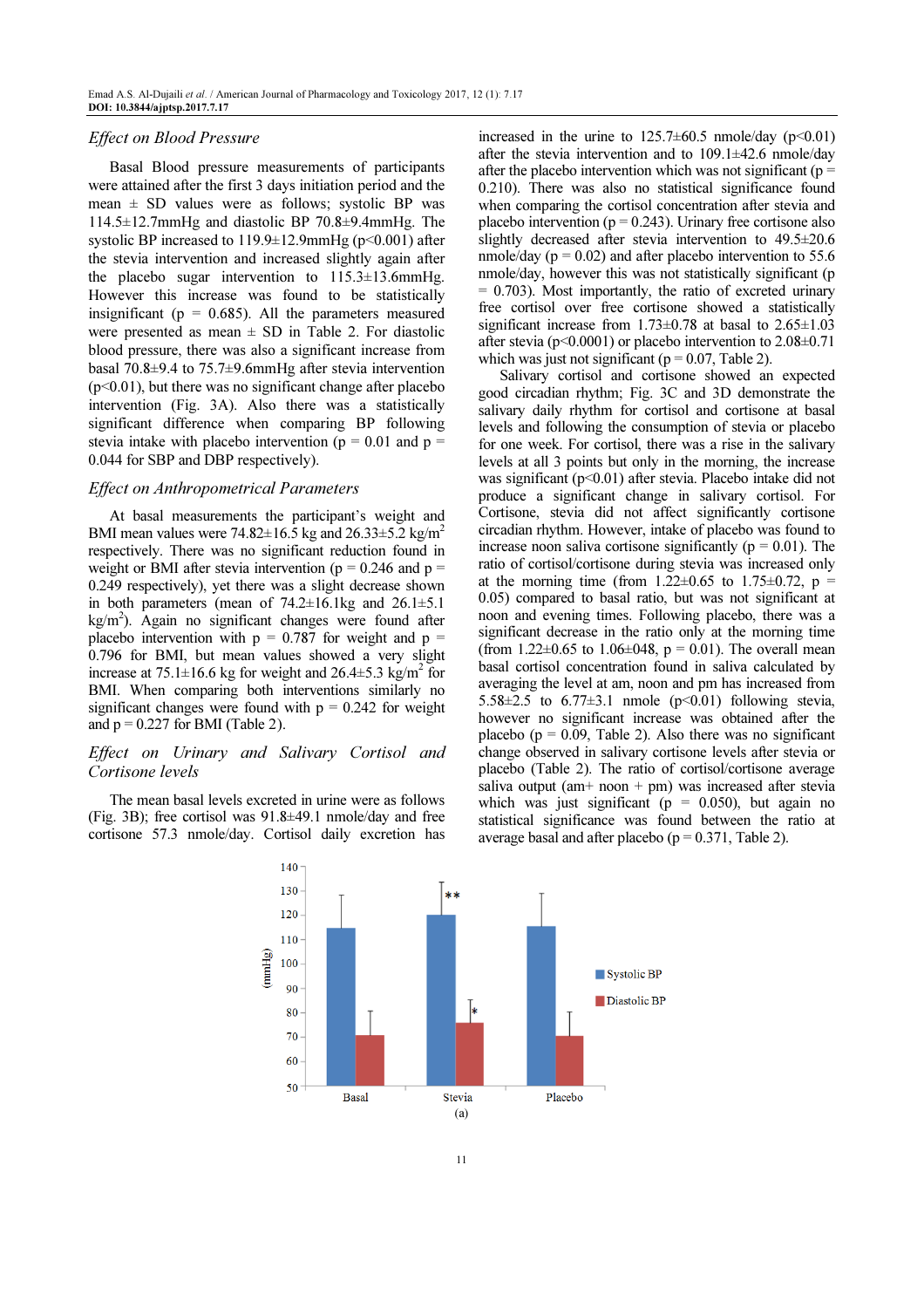### *Effect on Blood Pressure*

Basal Blood pressure measurements of participants were attained after the first 3 days initiation period and the mean ± SD values were as follows; systolic BP was 114.5±12.7mmHg and diastolic BP 70.8±9.4mmHg. The systolic BP increased to 119.9±12.9mmHg ($p<0.001$) after the stevia intervention and increased slightly again after the placebo sugar intervention to 115.3±13.6mmHg. However this increase was found to be statistically insignificant ($p = 0.685$). All the parameters measured were presented as mean ± SD in Table 2. For diastolic blood pressure, there was also a significant increase from basal 70.8±9.4 to 75.7±9.6mmHg after stevia intervention ($p<0.01$), but there was no significant change after placebo intervention (Fig. 3A). Also there was a statistically significant difference when comparing BP following stevia intake with placebo intervention ($p = 0.01$ and $p = 0.044$ for SBP and DBP respectively).

### *Effect on Anthropometrical Parameters*

At basal measurements the participant's weight and BMI mean values were 74.82±16.5 kg and 26.33±5.2 kg/m$^2$ respectively. There was no significant reduction found in weight or BMI after stevia intervention ($p = 0.246$ and $p = 0.249$ respectively), yet there was a slight decrease shown in both parameters (mean of 74.2±16.1kg and 26.1±5.1 kg/m$^2$). Again no significant changes were found after placebo intervention with $p = 0.787$ for weight and $p = 0.796$ for BMI, but mean values showed a very slight increase at 75.1±16.6 kg for weight and 26.4±5.3 kg/m$^2$ for BMI. When comparing both interventions similarly no significant changes were found with $p = 0.242$ for weight and $p = 0.227$ for BMI (Table 2).

### *Effect on Urinary and Salivary Cortisol and Cortisone levels*

The mean basal levels excreted in urine were as follows (Fig. 3B); free cortisol was 91.8±49.1 nmole/day and free cortisone 57.3 nmole/day. Cortisol daily excretion has increased in the urine to 125.7±60.5 nmole/day ($p<0.01$) after the stevia intervention and to 109.1±42.6 nmole/day after the placebo intervention which was not significant ($p = 0.210$). There was also no statistical significance found when comparing the cortisol concentration after stevia and placebo intervention ($p = 0.243$). Urinary free cortisone also slightly decreased after stevia intervention to 49.5±20.6 nmole/day ($p = 0.02$) and after placebo intervention to 55.6 nmole/day, however this was not statistically significant ($p = 0.703$). Most importantly, the ratio of excreted urinary free cortisol over free cortisone showed a statistically significant increase from 1.73±0.78 at basal to 2.65±1.03 after stevia ($p<0.0001$) or placebo intervention to 2.08±0.71 which was just not significant ($p = 0.07$, Table 2).

Salivary cortisol and cortisone showed an expected good circadian rhythm; Fig. 3C and 3D demonstrate the salivary daily rhythm for cortisol and cortisone at basal levels and following the consumption of stevia or placebo for one week. For cortisol, there was a rise in the salivary levels at all 3 points but only in the morning, the increase was significant ($p<0.01$) after stevia. Placebo intake did not produce a significant change in salivary cortisol. For Cortisone, stevia did not affect significantly cortisone circadian rhythm. However, intake of placebo was found to increase noon saliva cortisone significantly ($p = 0.01$). The ratio of cortisol/cortisone during stevia was increased only at the morning time (from 1.22±0.65 to 1.75±0.72, $p = 0.05$) compared to basal ratio, but was not significant at noon and evening times. Following placebo, there was a significant decrease in the ratio only at the morning time (from 1.22±0.65 to 1.06±048, $p = 0.01$). The overall mean basal cortisol concentration found in saliva calculated by averaging the level at am, noon and pm has increased from 5.58±2.5 to 6.77±3.1 nmole ($p<0.01$) following stevia, however no significant increase was obtained after the placebo ($p = 0.09$, Table 2). Also there was no significant change observed in salivary cortisone levels after stevia or placebo (Table 2). The ratio of cortisol/cortisone average saliva output (am+ noon + pm) was increased after stevia which was just significant ($p = 0.050$), but again no statistical significance was found between the ratio at average basal and after placebo ($p = 0.371$, Table 2).

(a)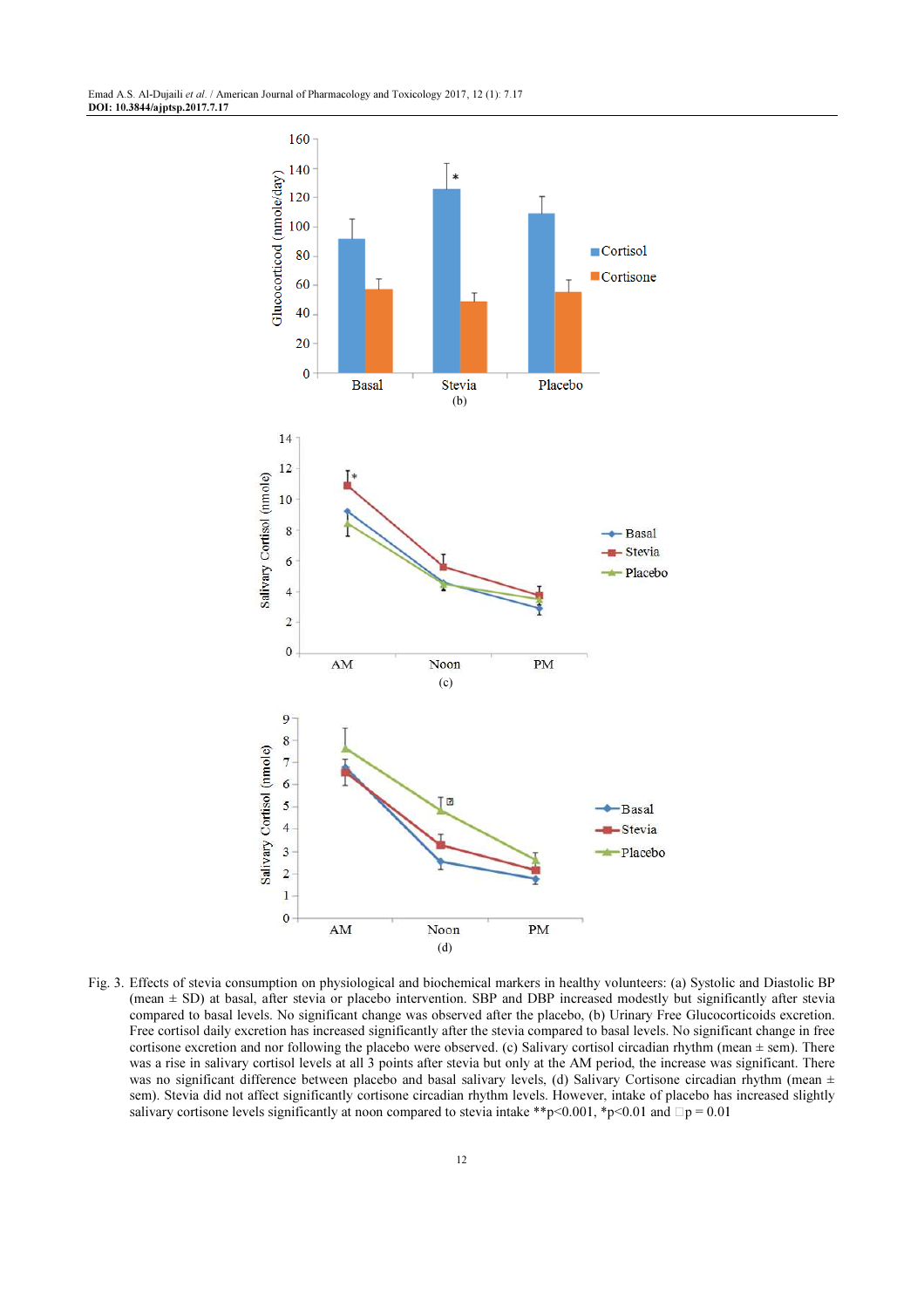Fig. 3. Effects of stevia consumption on physiological and biochemical markers in healthy volunteers: (a) Systolic and Diastolic BP (mean ± SD) at basal, after stevia or placebo intervention. SBP and DBP increased modestly but significantly after stevia compared to basal levels. No significant change was observed after the placebo, (b) Urinary Free Glucocorticoids excretion. Free cortisol daily excretion has increased significantly after the stevia compared to basal levels. No significant change in free cortisone excretion and nor following the placebo were observed. (c) Salivary cortisol circadian rhythm (mean ± sem). There was a rise in salivary cortisol levels at all 3 points after stevia but only at the AM period, the increase was significant. There was no significant difference between placebo and basal salivary levels, (d) Salivary Cortisone circadian rhythm (mean ± sem). Stevia did not affect significantly cortisone circadian rhythm levels. However, intake of placebo has increased slightly salivary cortisone levels significantly at noon compared to stevia intake **p<0.001, *p<0.01 and □p = 0.01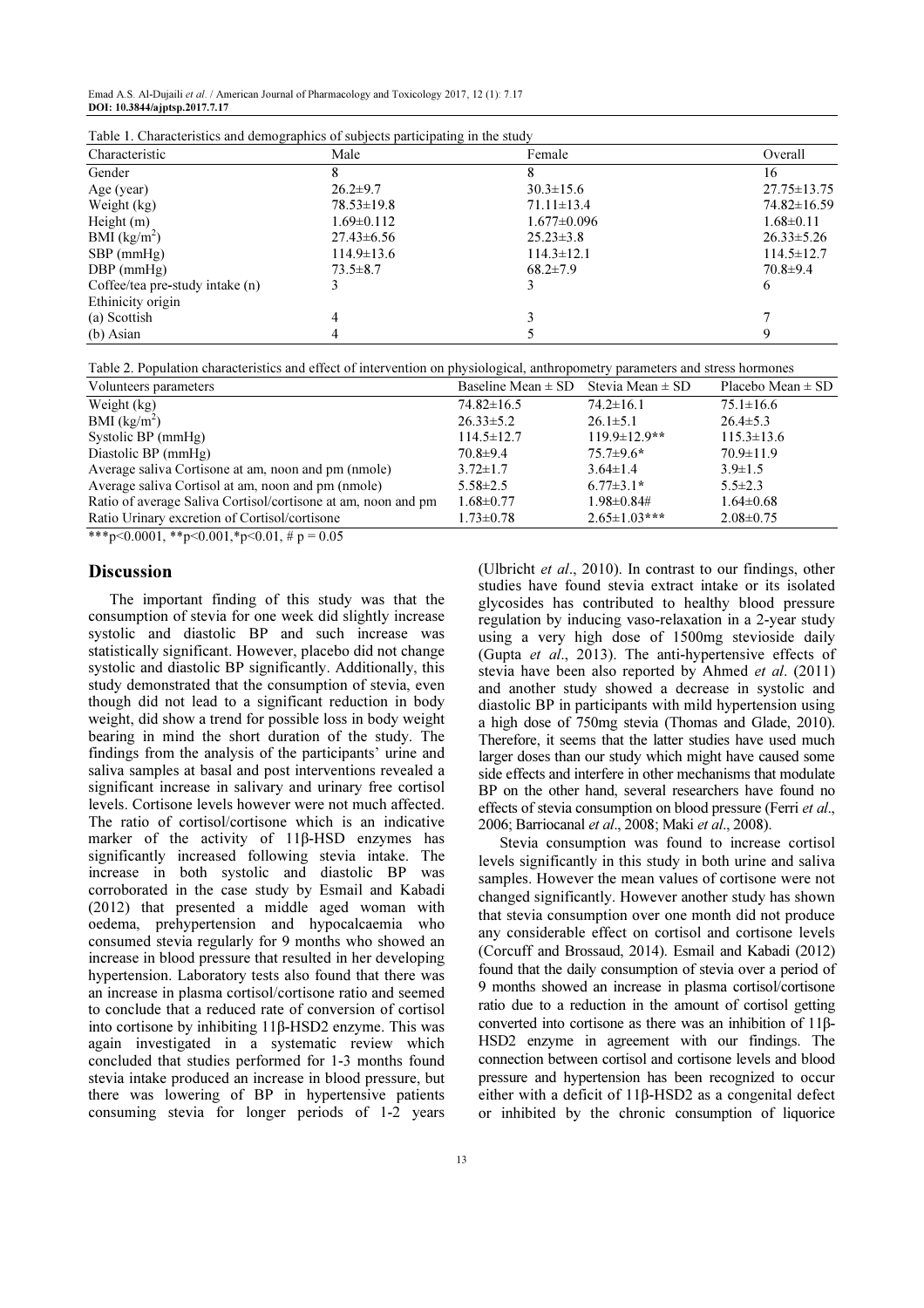Table 1. Characteristics and demographics of subjects participating in the study

| Characteristic | Male | Female | Overall |
|---|---|---|---|
| Gender | 8 | 8 | 16 |
| Age (year) | 26.2±9.7 | 30.3±15.6 | 27.75±13.75 |
| Weight (kg) | 78.53±19.8 | 71.11±13.4 | 74.82±16.59 |
| Height (m) | 1.69±0.112 | 1.677±0.096 | 1.68±0.11 |
| BMI (kg/m$^2$) | 27.43±6.56 | 25.23±3.8 | 26.33±5.26 |
| SBP (mmHg) | 114.9±13.6 | 114.3±12.1 | 114.5±12.7 |
| DBP (mmHg) | 73.5±8.7 | 68.2±7.9 | 70.8±9.4 |
| Coffee/tea pre-study intake (n) | 3 | 3 | 6 |
| Ethinicity origin | | | |
| (a) Scottish | 4 | 3 | 7 |
| (b) Asian | 4 | 5 | 9 |

Table 2. Population characteristics and effect of intervention on physiological, anthropometry parameters and stress hormones

| Volunteers parameters | Baseline Mean ± SD | Stevia Mean ± SD | Placebo Mean ± SD |
|---|---|---|---|
| Weight (kg) | 74.82±16.5 | 74.2±16.1 | 75.1±16.6 |
| BMI (kg/m$^2$) | 26.33±5.2 | 26.1±5.1 | 26.4±5.3 |
| Systolic BP (mmHg) | 114.5±12.7 | 119.9±12.9** | 115.3±13.6 |
| Diastolic BP (mmHg) | 70.8±9.4 | 75.7±9.6* | 70.9±11.9 |
| Average saliva Cortisone at am, noon and pm (nmole) | 3.72±1.7 | 3.64±1.4 | 3.9±1.5 |
| Average saliva Cortisol at am, noon and pm (nmole) | 5.58±2.5 | 6.77±3.1* | 5.5±2.3 |
| Ratio of average Saliva Cortisol/cortisone at am, noon and pm | 1.68±0.77 | 1.98±0.84# | 1.64±0.68 |
| Ratio Urinary excretion of Cortisol/cortisone | 1.73±0.78 | 2.65±1.03*** | 2.08±0.75 |

***$p<0.0001$, **$p<0.001$, *$p<0.01$, # $p = 0.05$

## Discussion

The important finding of this study was that the consumption of stevia for one week did slightly increase systolic and diastolic BP and such increase was statistically significant. However, placebo did not change systolic and diastolic BP significantly. Additionally, this study demonstrated that the consumption of stevia, even though did not lead to a significant reduction in body weight, did show a trend for possible loss in body weight bearing in mind the short duration of the study. The findings from the analysis of the participants' urine and saliva samples at basal and post interventions revealed a significant increase in salivary and urinary free cortisol levels. Cortisone levels however were not much affected. The ratio of cortisol/cortisone which is an indicative marker of the activity of 11β-HSD enzymes has significantly increased following stevia intake. The increase in both systolic and diastolic BP was corroborated in the case study by Esmail and Kabadi (2012) that presented a middle aged woman with oedema, prehypertension and hypocalcaemia who consumed stevia regularly for 9 months who showed an increase in blood pressure that resulted in her developing hypertension. Laboratory tests also found that there was an increase in plasma cortisol/cortisone ratio and seemed to conclude that a reduced rate of conversion of cortisol into cortisone by inhibiting 11β-HSD2 enzyme. This was again investigated in a systematic review which concluded that studies performed for 1-3 months found stevia intake produced an increase in blood pressure, but there was lowering of BP in hypertensive patients consuming stevia for longer periods of 1-2 years (Ulbricht *et al*., 2010). In contrast to our findings, other studies have found stevia extract intake or its isolated glycosides has contributed to healthy blood pressure regulation by inducing vaso-relaxation in a 2-year study using a very high dose of 1500mg stevioside daily (Gupta *et al*., 2013). The anti-hypertensive effects of stevia have been also reported by Ahmed *et al*. (2011) and another study showed a decrease in systolic and diastolic BP in participants with mild hypertension using a high dose of 750mg stevia (Thomas and Glade, 2010). Therefore, it seems that the latter studies have used much larger doses than our study which might have caused some side effects and interfere in other mechanisms that modulate BP on the other hand, several researchers have found no effects of stevia consumption on blood pressure (Ferri *et al*., 2006; Barriocanal *et al*., 2008; Maki *et al*., 2008).

Stevia consumption was found to increase cortisol levels significantly in this study in both urine and saliva samples. However the mean values of cortisone were not changed significantly. However another study has shown that stevia consumption over one month did not produce any considerable effect on cortisol and cortisone levels (Corcuff and Brossaud, 2014). Esmail and Kabadi (2012) found that the daily consumption of stevia over a period of 9 months showed an increase in plasma cortisol/cortisone ratio due to a reduction in the amount of cortisol getting converted into cortisone as there was an inhibition of 11β-HSD2 enzyme in agreement with our findings. The connection between cortisol and cortisone levels and blood pressure and hypertension has been recognized to occur either with a deficit of 11β-HSD2 as a congenital defect or inhibited by the chronic consumption of liquorice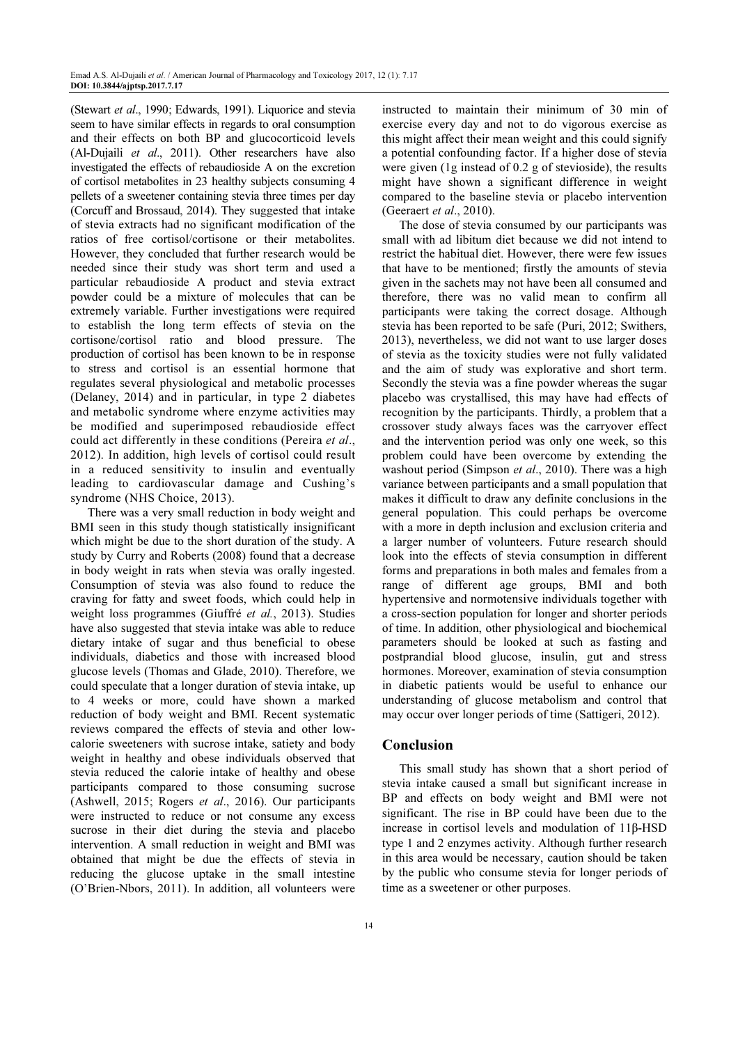(Stewart *et al*., 1990; Edwards, 1991). Liquorice and stevia seem to have similar effects in regards to oral consumption and their effects on both BP and glucocorticoid levels (Al-Dujaili *et al*., 2011). Other researchers have also investigated the effects of rebaudioside A on the excretion of cortisol metabolites in 23 healthy subjects consuming 4 pellets of a sweetener containing stevia three times per day (Corcuff and Brossaud, 2014). They suggested that intake of stevia extracts had no significant modification of the ratios of free cortisol/cortisone or their metabolites. However, they concluded that further research would be needed since their study was short term and used a particular rebaudioside A product and stevia extract powder could be a mixture of molecules that can be extremely variable. Further investigations were required to establish the long term effects of stevia on the cortisone/cortisol ratio and blood pressure. The production of cortisol has been known to be in response to stress and cortisol is an essential hormone that regulates several physiological and metabolic processes (Delaney, 2014) and in particular, in type 2 diabetes and metabolic syndrome where enzyme activities may be modified and superimposed rebaudioside effect could act differently in these conditions (Pereira *et al*., 2012). In addition, high levels of cortisol could result in a reduced sensitivity to insulin and eventually leading to cardiovascular damage and Cushing's syndrome (NHS Choice, 2013).

There was a very small reduction in body weight and BMI seen in this study though statistically insignificant which might be due to the short duration of the study. A study by Curry and Roberts (2008) found that a decrease in body weight in rats when stevia was orally ingested. Consumption of stevia was also found to reduce the craving for fatty and sweet foods, which could help in weight loss programmes (Giuffré *et al.*, 2013). Studies have also suggested that stevia intake was able to reduce dietary intake of sugar and thus beneficial to obese individuals, diabetics and those with increased blood glucose levels (Thomas and Glade, 2010). Therefore, we could speculate that a longer duration of stevia intake, up to 4 weeks or more, could have shown a marked reduction of body weight and BMI. Recent systematic reviews compared the effects of stevia and other low-calorie sweeteners with sucrose intake, satiety and body weight in healthy and obese individuals observed that stevia reduced the calorie intake of healthy and obese participants compared to those consuming sucrose (Ashwell, 2015; Rogers *et al*., 2016). Our participants were instructed to reduce or not consume any excess sucrose in their diet during the stevia and placebo intervention. A small reduction in weight and BMI was obtained that might be due the effects of stevia in reducing the glucose uptake in the small intestine (O'Brien-Nbors, 2011). In addition, all volunteers were instructed to maintain their minimum of 30 min of exercise every day and not to do vigorous exercise as this might affect their mean weight and this could signify a potential confounding factor. If a higher dose of stevia were given (1g instead of 0.2 g of stevioside), the results might have shown a significant difference in weight compared to the baseline stevia or placebo intervention (Geeraert *et al*., 2010).

The dose of stevia consumed by our participants was small with ad libitum diet because we did not intend to restrict the habitual diet. However, there were few issues that have to be mentioned; firstly the amounts of stevia given in the sachets may not have been all consumed and therefore, there was no valid mean to confirm all participants were taking the correct dosage. Although stevia has been reported to be safe (Puri, 2012; Swithers, 2013), nevertheless, we did not want to use larger doses of stevia as the toxicity studies were not fully validated and the aim of study was explorative and short term. Secondly the stevia was a fine powder whereas the sugar placebo was crystallised, this may have had effects of recognition by the participants. Thirdly, a problem that a crossover study always faces was the carryover effect and the intervention period was only one week, so this problem could have been overcome by extending the washout period (Simpson *et al*., 2010). There was a high variance between participants and a small population that makes it difficult to draw any definite conclusions in the general population. This could perhaps be overcome with a more in depth inclusion and exclusion criteria and a larger number of volunteers. Future research should look into the effects of stevia consumption in different forms and preparations in both males and females from a range of different age groups, BMI and both hypertensive and normotensive individuals together with a cross-section population for longer and shorter periods of time. In addition, other physiological and biochemical parameters should be looked at such as fasting and postprandial blood glucose, insulin, gut and stress hormones. Moreover, examination of stevia consumption in diabetic patients would be useful to enhance our understanding of glucose metabolism and control that may occur over longer periods of time (Sattigeri, 2012).

## Conclusion

This small study has shown that a short period of stevia intake caused a small but significant increase in BP and effects on body weight and BMI were not significant. The rise in BP could have been due to the increase in cortisol levels and modulation of 11β-HSD type 1 and 2 enzymes activity. Although further research in this area would be necessary, caution should be taken by the public who consume stevia for longer periods of time as a sweetener or other purposes.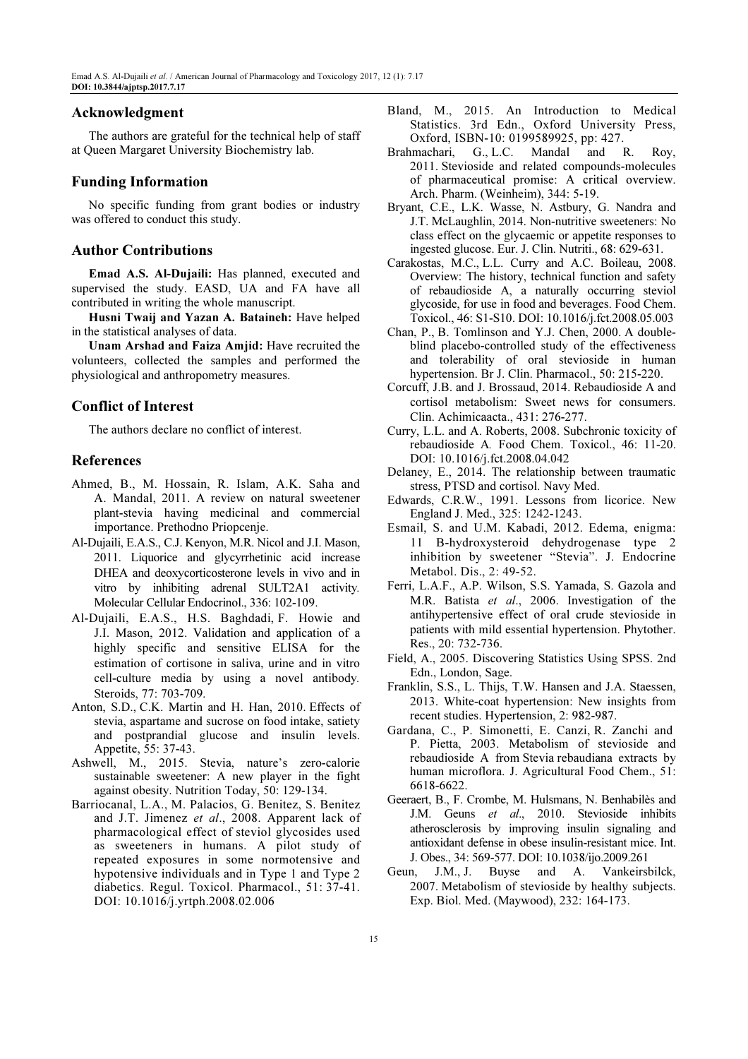## Acknowledgment

The authors are grateful for the technical help of staff at Queen Margaret University Biochemistry lab.

## Funding Information

No specific funding from grant bodies or industry was offered to conduct this study.

## Author Contributions

**Emad A.S. Al-Dujaili:** Has planned, executed and supervised the study. EASD, UA and FA have all contributed in writing the whole manuscript.

**Husni Twaij and Yazan A. Bataineh:** Have helped in the statistical analyses of data.

**Unam Arshad and Faiza Amjid:** Have recruited the volunteers, collected the samples and performed the physiological and anthropometry measures.

## Conflict of Interest

The authors declare no conflict of interest.

## References

Ahmed, B., M. Hossain, R. Islam, A.K. Saha and A. Mandal, 2011. A review on natural sweetener plant-stevia having medicinal and commercial importance. Prethodno Priopcenje.

Al-Dujaili, E.A.S., C.J. Kenyon, M.R. Nicol and J.I. Mason, 2011. Liquorice and glycyrrhetinic acid increase DHEA and deoxycorticosterone levels in vivo and in vitro by inhibiting adrenal SULT2A1 activity. Molecular Cellular Endocrinol., 336: 102-109.

Al-Dujaili, E.A.S., H.S. Baghdadi, F. Howie and J.I. Mason, 2012. Validation and application of a highly specific and sensitive ELISA for the estimation of cortisone in saliva, urine and in vitro cell-culture media by using a novel antibody. Steroids, 77: 703-709.

Anton, S.D., C.K. Martin and H. Han, 2010. Effects of stevia, aspartame and sucrose on food intake, satiety and postprandial glucose and insulin levels. Appetite, 55: 37-43.

Ashwell, M., 2015. Stevia, nature's zero-calorie sustainable sweetener: A new player in the fight against obesity. Nutrition Today, 50: 129-134.

Barriocanal, L.A., M. Palacios, G. Benitez, S. Benitez and J.T. Jimenez *et al*., 2008. Apparent lack of pharmacological effect of steviol glycosides used as sweeteners in humans. A pilot study of repeated exposures in some normotensive and hypotensive individuals and in Type 1 and Type 2 diabetics. Regul. Toxicol. Pharmacol., 51: 37-41. DOI: 10.1016/j.yrtph.2008.02.006

Bland, M., 2015. An Introduction to Medical Statistics. 3rd Edn., Oxford University Press, Oxford, ISBN-10: 0199589925, pp: 427.

Brahmachari, G., L.C. Mandal and R. Roy, 2011. Stevioside and related compounds-molecules of pharmaceutical promise: A critical overview. Arch. Pharm. (Weinheim), 344: 5-19.

Bryant, C.E., L.K. Wasse, N. Astbury, G. Nandra and J.T. McLaughlin, 2014. Non-nutritive sweeteners: No class effect on the glycaemic or appetite responses to ingested glucose. Eur. J. Clin. Nutriti., 68: 629-631.

Carakostas, M.C., L.L. Curry and A.C. Boileau, 2008. Overview: The history, technical function and safety of rebaudioside A, a naturally occurring steviol glycoside, for use in food and beverages. Food Chem. Toxicol., 46: S1-S10. DOI: 10.1016/j.fct.2008.05.003

Chan, P., B. Tomlinson and Y.J. Chen, 2000. A double-blind placebo-controlled study of the effectiveness and tolerability of oral stevioside in human hypertension. Br J. Clin. Pharmacol., 50: 215-220.

Corcuff, J.B. and J. Brossaud, 2014. Rebaudioside A and cortisol metabolism: Sweet news for consumers. Clin. Achimicaacta., 431: 276-277.

Curry, L.L. and A. Roberts, 2008. Subchronic toxicity of rebaudioside A. Food Chem. Toxicol., 46: 11-20. DOI: 10.1016/j.fct.2008.04.042

Delaney, E., 2014. The relationship between traumatic stress, PTSD and cortisol. Navy Med.

Edwards, C.R.W., 1991. Lessons from licorice. New England J. Med., 325: 1242-1243.

Esmail, S. and U.M. Kabadi, 2012. Edema, enigma: 11 B-hydroxysteroid dehydrogenase type 2 inhibition by sweetener "Stevia". J. Endocrine Metabol. Dis., 2: 49-52.

Ferri, L.A.F., A.P. Wilson, S.S. Yamada, S. Gazola and M.R. Batista *et al*., 2006. Investigation of the antihypertensive effect of oral crude stevioside in patients with mild essential hypertension. Phytother. Res., 20: 732-736.

Field, A., 2005. Discovering Statistics Using SPSS. 2nd Edn., London, Sage.

Franklin, S.S., L. Thijs, T.W. Hansen and J.A. Staessen, 2013. White-coat hypertension: New insights from recent studies. Hypertension, 2: 982-987.

Gardana, C., P. Simonetti, E. Canzi, R. Zanchi and P. Pietta, 2003. Metabolism of stevioside and rebaudioside A from Stevia rebaudiana extracts by human microflora. J. Agricultural Food Chem., 51: 6618-6622.

Geeraert, B., F. Crombe, M. Hulsmans, N. Benhabilès and J.M. Geuns *et al*., 2010. Stevioside inhibits atherosclerosis by improving insulin signaling and antioxidant defense in obese insulin-resistant mice. Int. J. Obes., 34: 569-577. DOI: 10.1038/ijo.2009.261

Geun, J.M., J. Buyse and A. Vankeirsbilck, 2007. Metabolism of stevioside by healthy subjects. Exp. Biol. Med. (Maywood), 232: 164-173.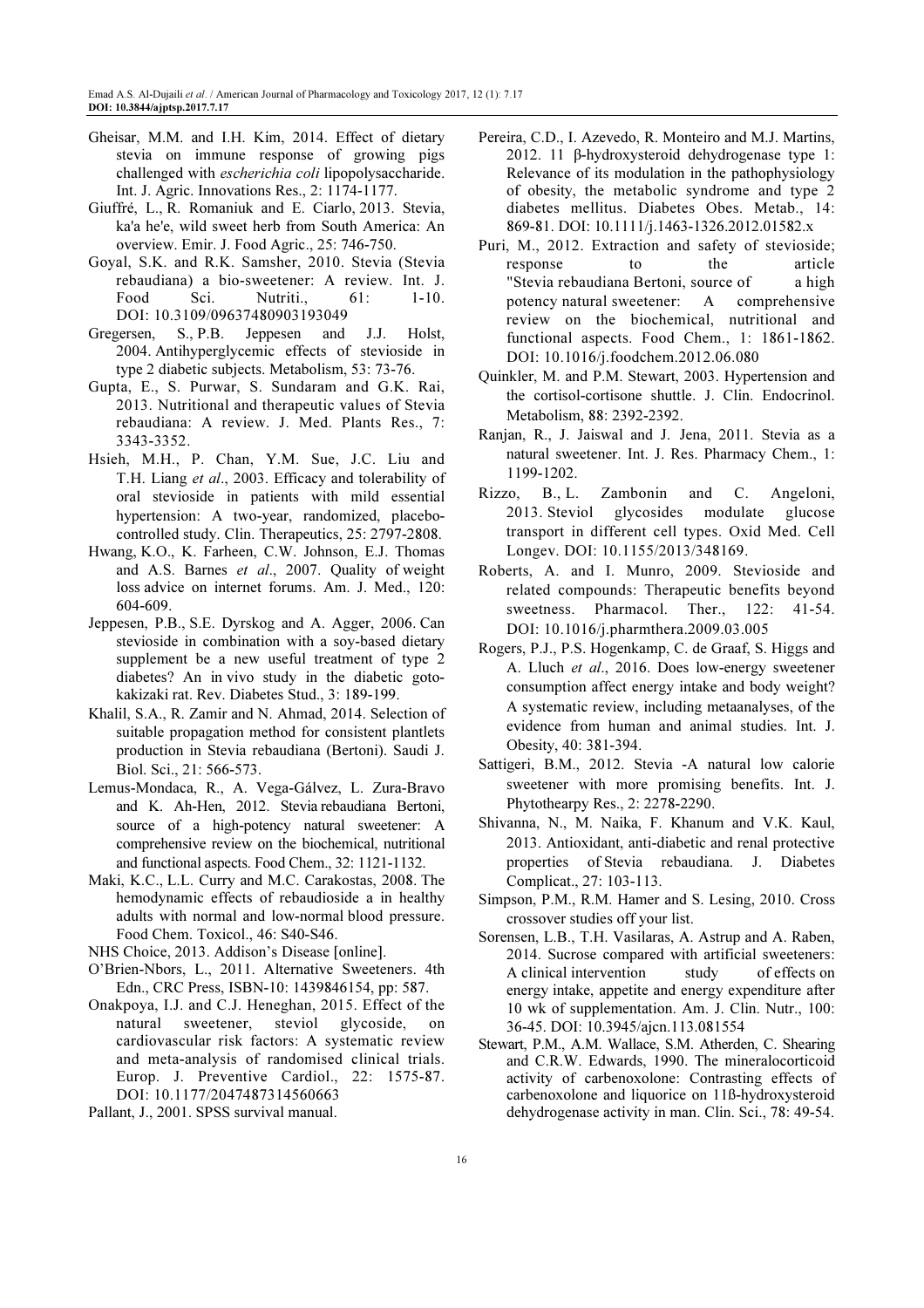Gheisar, M.M. and I.H. Kim, 2014. Effect of dietary stevia on immune response of growing pigs challenged with *escherichia coli* lipopolysaccharide. Int. J. Agric. Innovations Res., 2: 1174-1177.

Giuffré, L., R. Romaniuk and E. Ciarlo, 2013. Stevia, ka'a he'e, wild sweet herb from South America: An overview. Emir. J. Food Agric., 25: 746-750.

Goyal, S.K. and R.K. Samsher, 2010. Stevia (Stevia rebaudiana) a bio-sweetener: A review. Int. J. Food Sci. Nutriti., 61: 1-10. DOI: 10.3109/09637480903193049

Gregersen, S., P.B. Jeppesen and J.J. Holst, 2004. Antihyperglycemic effects of stevioside in type 2 diabetic subjects. Metabolism, 53: 73-76.

Gupta, E., S. Purwar, S. Sundaram and G.K. Rai, 2013. Nutritional and therapeutic values of Stevia rebaudiana: A review. J. Med. Plants Res., 7: 3343-3352.

Hsieh, M.H., P. Chan, Y.M. Sue, J.C. Liu and T.H. Liang *et al*., 2003. Efficacy and tolerability of oral stevioside in patients with mild essential hypertension: A two-year, randomized, placebo-controlled study. Clin. Therapeutics, 25: 2797-2808.

Hwang, K.O., K. Farheen, C.W. Johnson, E.J. Thomas and A.S. Barnes *et al*., 2007. Quality of weight loss advice on internet forums. Am. J. Med., 120: 604-609.

Jeppesen, P.B., S.E. Dyrskog and A. Agger, 2006. Can stevioside in combination with a soy-based dietary supplement be a new useful treatment of type 2 diabetes? An in vivo study in the diabetic goto-kakizaki rat. Rev. Diabetes Stud., 3: 189-199.

Khalil, S.A., R. Zamir and N. Ahmad, 2014. Selection of suitable propagation method for consistent plantlets production in Stevia rebaudiana (Bertoni). Saudi J. Biol. Sci., 21: 566-573.

Lemus-Mondaca, R., A. Vega-Gálvez, L. Zura-Bravo and K. Ah-Hen, 2012. Stevia rebaudiana Bertoni, source of a high-potency natural sweetener: A comprehensive review on the biochemical, nutritional and functional aspects. Food Chem., 32: 1121-1132.

Maki, K.C., L.L. Curry and M.C. Carakostas, 2008. The hemodynamic effects of rebaudioside a in healthy adults with normal and low-normal blood pressure. Food Chem. Toxicol., 46: S40-S46.

NHS Choice, 2013. Addison's Disease [online].

O'Brien-Nbors, L., 2011. Alternative Sweeteners. 4th Edn., CRC Press, ISBN-10: 1439846154, pp: 587.

Onakpoya, I.J. and C.J. Heneghan, 2015. Effect of the natural sweetener, steviol glycoside, on cardiovascular risk factors: A systematic review and meta-analysis of randomised clinical trials. Europ. J. Preventive Cardiol., 22: 1575-87. DOI: 10.1177/2047487314560663

Pallant, J., 2001. SPSS survival manual.

Pereira, C.D., I. Azevedo, R. Monteiro and M.J. Martins, 2012. 11 β-hydroxysteroid dehydrogenase type 1: Relevance of its modulation in the pathophysiology of obesity, the metabolic syndrome and type 2 diabetes mellitus. Diabetes Obes. Metab., 14: 869-81. DOI: 10.1111/j.1463-1326.2012.01582.x

Puri, M., 2012. Extraction and safety of stevioside; response to the article "Stevia rebaudiana Bertoni, source of a high potency natural sweetener: A comprehensive review on the biochemical, nutritional and functional aspects. Food Chem., 1: 1861-1862. DOI: 10.1016/j.foodchem.2012.06.080

Quinkler, M. and P.M. Stewart, 2003. Hypertension and the cortisol-cortisone shuttle. J. Clin. Endocrinol. Metabolism, 88: 2392-2392.

Ranjan, R., J. Jaiswal and J. Jena, 2011. Stevia as a natural sweetener. Int. J. Res. Pharmacy Chem., 1: 1199-1202.

Rizzo, B., L. Zambonin and C. Angeloni, 2013. Steviol glycosides modulate glucose transport in different cell types. Oxid Med. Cell Longev. DOI: 10.1155/2013/348169.

Roberts, A. and I. Munro, 2009. Stevioside and related compounds: Therapeutic benefits beyond sweetness. Pharmacol. Ther., 122: 41-54. DOI: 10.1016/j.pharmthera.2009.03.005

Rogers, P.J., P.S. Hogenkamp, C. de Graaf, S. Higgs and A. Lluch *et al*., 2016. Does low-energy sweetener consumption affect energy intake and body weight? A systematic review, including metaanalyses, of the evidence from human and animal studies. Int. J. Obesity, 40: 381-394.

Sattigeri, B.M., 2012. Stevia -A natural low calorie sweetener with more promising benefits. Int. J. Phytothearpy Res., 2: 2278-2290.

Shivanna, N., M. Naika, F. Khanum and V.K. Kaul, 2013. Antioxidant, anti-diabetic and renal protective properties of Stevia rebaudiana. J. Diabetes Complicat., 27: 103-113.

Simpson, P.M., R.M. Hamer and S. Lesing, 2010. Cross crossover studies off your list.

Sorensen, L.B., T.H. Vasilaras, A. Astrup and A. Raben, 2014. Sucrose compared with artificial sweeteners: A clinical intervention study of effects on energy intake, appetite and energy expenditure after 10 wk of supplementation. Am. J. Clin. Nutr., 100: 36-45. DOI: 10.3945/ajcn.113.081554

Stewart, P.M., A.M. Wallace, S.M. Atherden, C. Shearing and C.R.W. Edwards, 1990. The mineralocorticoid activity of carbenoxolone: Contrasting effects of carbenoxolone and liquorice on 11ß-hydroxysteroid dehydrogenase activity in man. Clin. Sci., 78: 49-54.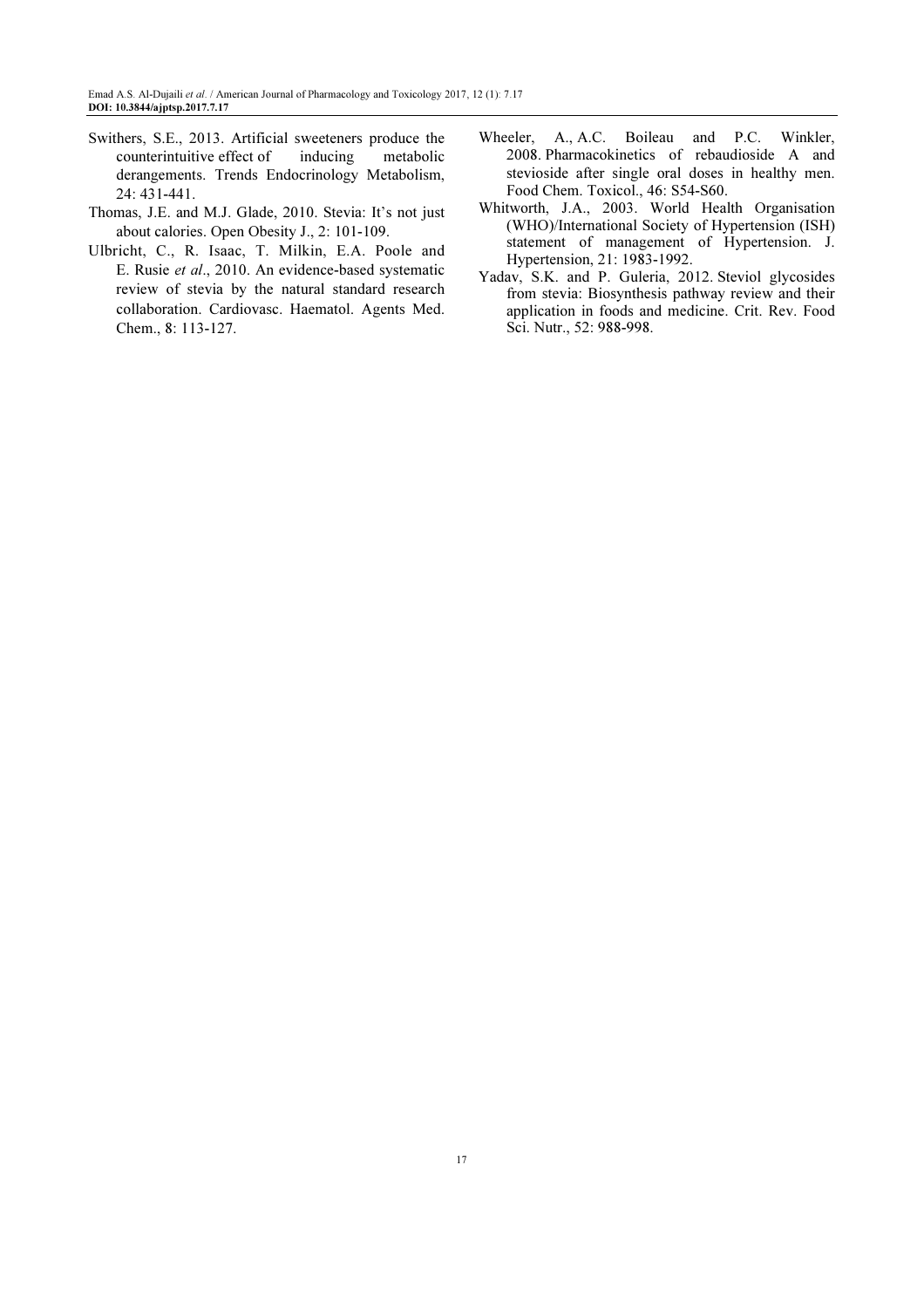Swithers, S.E., 2013. Artificial sweeteners produce the counterintuitive effect of inducing metabolic derangements. Trends Endocrinology Metabolism, 24: 431-441.

Thomas, J.E. and M.J. Glade, 2010. Stevia: It's not just about calories. Open Obesity J., 2: 101-109.

Ulbricht, C., R. Isaac, T. Milkin, E.A. Poole and E. Rusie *et al*., 2010. An evidence-based systematic review of stevia by the natural standard research collaboration. Cardiovasc. Haematol. Agents Med. Chem., 8: 113-127.

Wheeler, A., A.C. Boileau and P.C. Winkler, 2008. Pharmacokinetics of rebaudioside A and stevioside after single oral doses in healthy men. Food Chem. Toxicol., 46: S54-S60.

Whitworth, J.A., 2003. World Health Organisation (WHO)/International Society of Hypertension (ISH) statement of management of Hypertension. J. Hypertension, 21: 1983-1992.

Yadav, S.K. and P. Guleria, 2012. Steviol glycosides from stevia: Biosynthesis pathway review and their application in foods and medicine. Crit. Rev. Food Sci. Nutr., 52: 988-998.